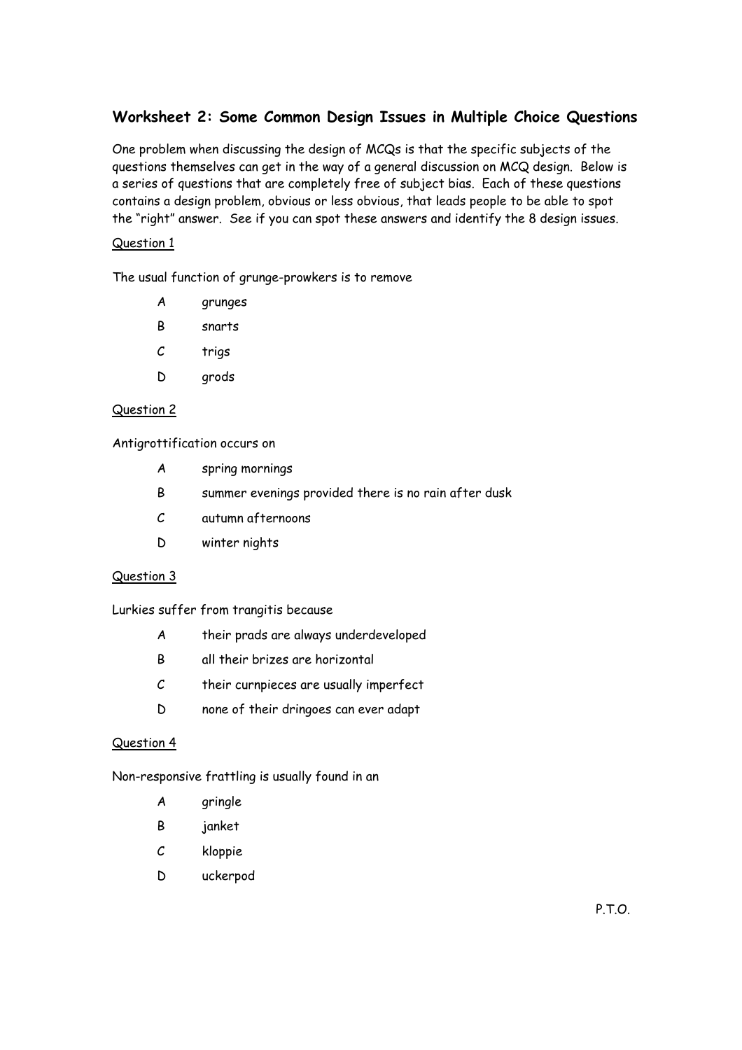## Worksheet 2: Some Common Design Issues in Multiple Choice Questions

One problem when discussing the design of MCQs is that the specific subjects of the questions themselves can get in the way of a general discussion on MCQ design. Below is a series of questions that are completely free of subject bias. Each of these questions contains a design problem, obvious or less obvious, that leads people to be able to spot the "right" answer. See if you can spot these answers and identify the 8 design issues.

Question 1

The usual function of grunge-prowkers is to remove

- A grunges
- B snarts
- C trigs
- D grods

Question 2

Antigrottification occurs on

- A spring mornings
- B summer evenings provided there is no rain after dusk
- C autumn afternoons
- D winter nights

Question 3

Lurkies suffer from trangitis because

- A their prads are always underdeveloped
- B all their brizes are horizontal
- C their curnpieces are usually imperfect
- D none of their dringoes can ever adapt

Question 4

Non-responsive frattling is usually found in an

- A gringle
- B janket
- C kloppie
- D uckerpod

P.T.O.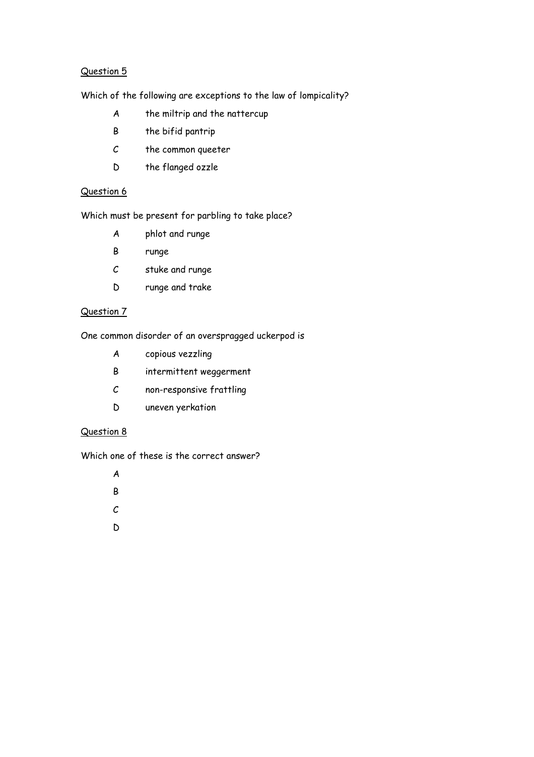<u>Question 5</u>

Which of the following are exceptions to the law of lompicality?

- A the miltrip and the nattercup
- B the bifid pantrip
- C the common queeter
- D the flanged ozzle

<u>Question 6</u>

Which must be present for parbling to take place?

- A phlot and runge
- B runge
- C stuke and runge
- D runge and trake

<u>Question 7</u>

One common disorder of an oversppragged uckerpod is

- A copious vezzling
- B intermittent weggerment
- C non-responsive frattling
- D uneven yerkation

<u>Question 8</u>

Which one of these is the correct answer?

- A
- B
- C
- D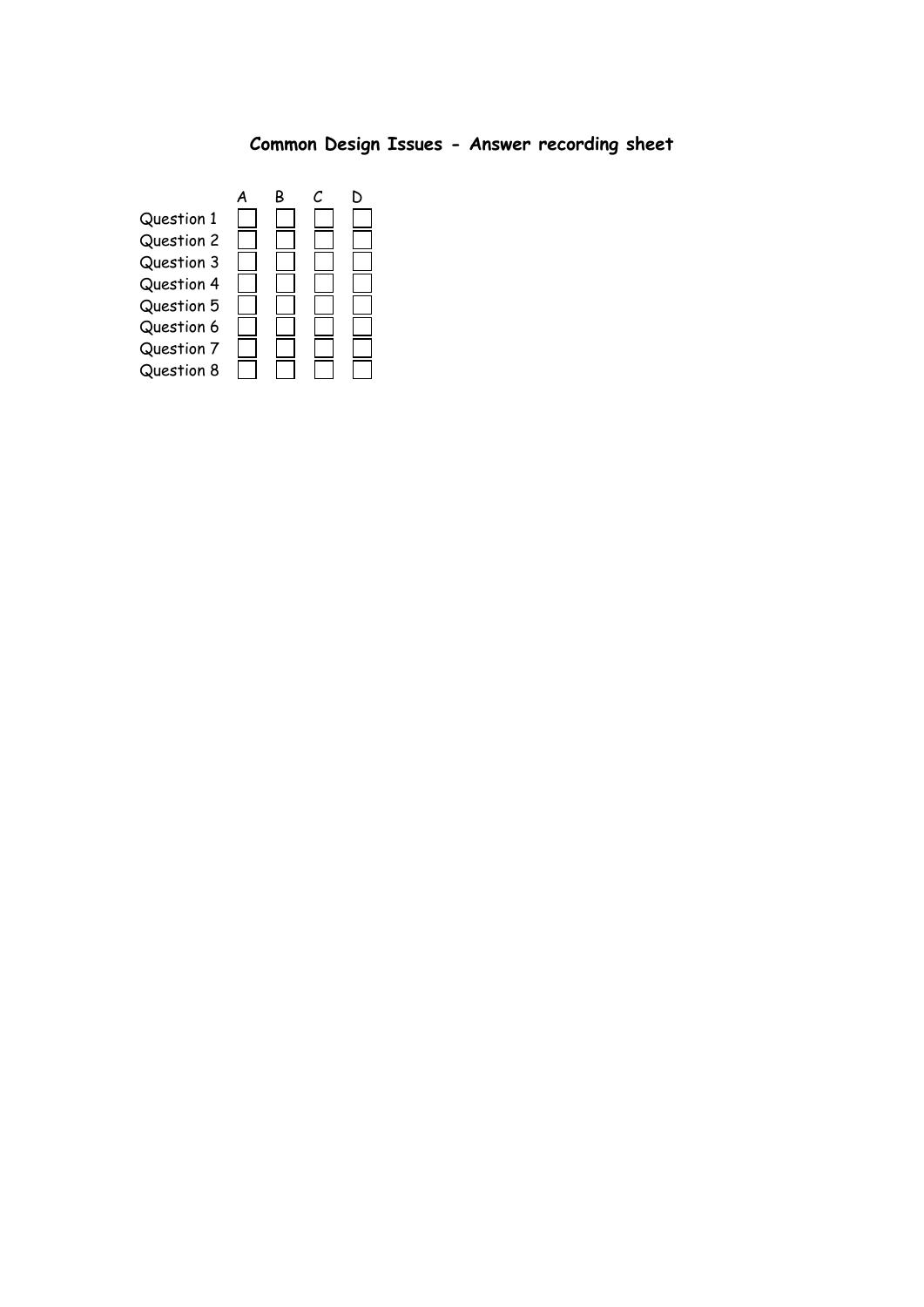# Common Design Issues - Answer recording sheet

| | A | B | C | D |
|---|---|---|---|---|
| Question 1 | ☐ | ☐ | ☐ | ☐ |
| Question 2 | ☐ | ☐ | ☐ | ☐ |
| Question 3 | ☐ | ☐ | ☐ | ☐ |
| Question 4 | ☐ | ☐ | ☐ | ☐ |
| Question 5 | ☐ | ☐ | ☐ | ☐ |
| Question 6 | ☐ | ☐ | ☐ | ☐ |
| Question 7 | ☐ | ☐ | ☐ | ☐ |
| Question 8 | ☐ | ☐ | ☐ | ☐ |